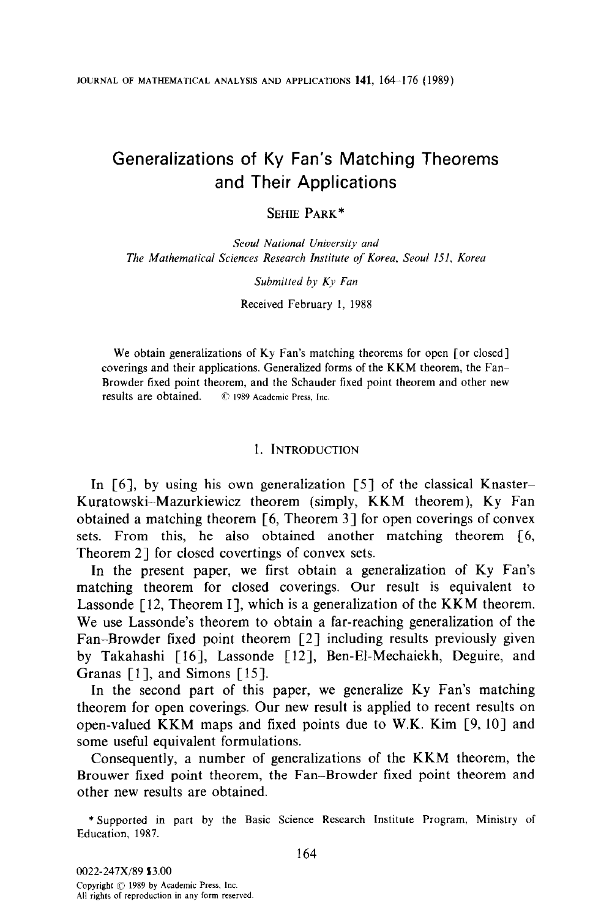# Generalizations of Ky Fan's Matching Theorems and Their Applications

Sehie Park*

*Seoul National University and*
*The Mathematical Sciences Research Institute of Korea, Seoul 151, Korea*

*Submitted by Ky Fan*

Received February 1, 1988

We obtain generalizations of Ky Fan's matching theorems for open [or closed] coverings and their applications. Generalized forms of the KKM theorem, the Fan–Browder fixed point theorem, and the Schauder fixed point theorem and other new results are obtained. © 1989 Academic Press, Inc.

## 1. Introduction

In [6], by using his own generalization [5] of the classical Knaster–Kuratowski–Mazurkiewicz theorem (simply, KKM theorem), Ky Fan obtained a matching theorem [6, Theorem 3] for open coverings of convex sets. From this, he also obtained another matching theorem [6, Theorem 2] for closed covertings of convex sets.

In the present paper, we first obtain a generalization of Ky Fan's matching theorem for closed coverings. Our result is equivalent to Lassonde [12, Theorem I], which is a generalization of the KKM theorem. We use Lassonde's theorem to obtain a far-reaching generalization of the Fan–Browder fixed point theorem [2] including results previously given by Takahashi [16], Lassonde [12], Ben-El-Mechaiekh, Deguire, and Granas [1], and Simons [15].

In the second part of this paper, we generalize Ky Fan's matching theorem for open coverings. Our new result is applied to recent results on open-valued KKM maps and fixed points due to W.K. Kim [9, 10] and some useful equivalent formulations.

Consequently, a number of generalizations of the KKM theorem, the Brouwer fixed point theorem, the Fan–Browder fixed point theorem and other new results are obtained.

\* Supported in part by the Basic Science Research Institute Program, Ministry of Education, 1987.

0022-247X/89 $3.00
Copyright © 1989 by Academic Press, Inc.
All rights of reproduction in any form reserved.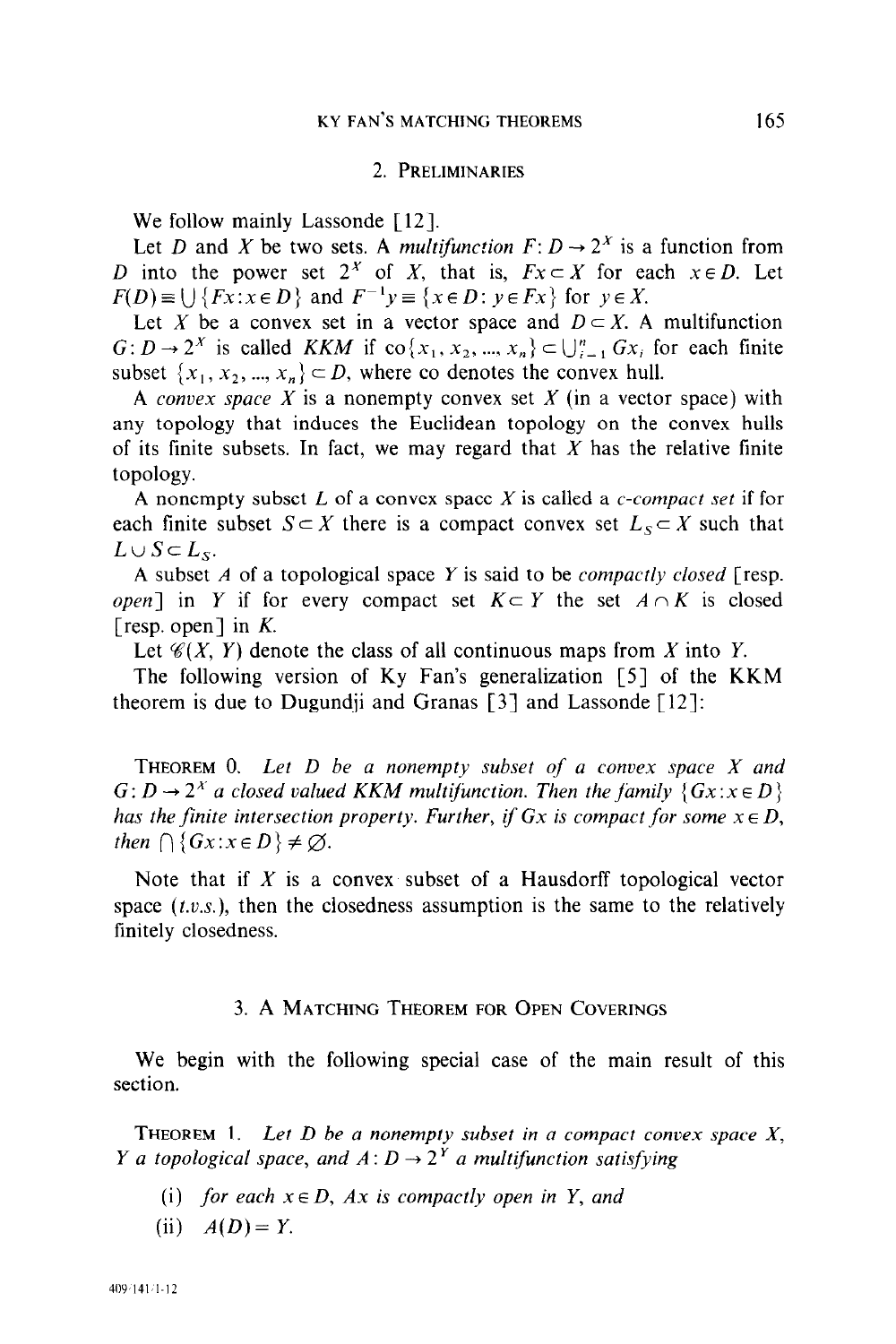## 2. Preliminaries

We follow mainly Lassonde [12].

Let $D$ and $X$ be two sets. A *multifunction* $F: D \to 2^X$ is a function from $D$ into the power set $2^X$ of $X$, that is, $Fx \subset X$ for each $x \in D$. Let $F(D) \equiv \bigcup \{Fx : x \in D\}$ and $F^{-1}y \equiv \{x \in D : y \in Fx\}$ for $y \in X$.

Let $X$ be a convex set in a vector space and $D \subset X$. A multifunction $G: D \to 2^X$ is called *KKM* if $\operatorname{co}\{x_1, x_2, ..., x_n\} \subset \bigcup_{i=1}^{n} Gx_i$ for each finite subset $\{x_1, x_2, ..., x_n\} \subset D$, where co denotes the convex hull.

A *convex space* $X$ is a nonempty convex set $X$ (in a vector space) with any topology that induces the Euclidean topology on the convex hulls of its finite subsets. In fact, we may regard that $X$ has the relative finite topology.

A nonempty subset $L$ of a convex space $X$ is called a *c-compact set* if for each finite subset $S \subset X$ there is a compact convex set $L_S \subset X$ such that $L \cup S \subset L_S$.

A subset $A$ of a topological space $Y$ is said to be *compactly closed* [resp. *open*] in $Y$ if for every compact set $K \subset Y$ the set $A \cap K$ is closed [resp. open] in $K$.

Let $\mathscr{C}(X, Y)$ denote the class of all continuous maps from $X$ into $Y$.

The following version of Ky Fan's generalization [5] of the KKM theorem is due to Dugundji and Granas [3] and Lassonde [12]:

Theorem 0. *Let $D$ be a nonempty subset of a convex space $X$ and $G: D \to 2^X$ a closed valued KKM multifunction. Then the family $\{Gx : x \in D\}$ has the finite intersection property. Further, if $Gx$ is compact for some $x \in D$, then $\bigcap \{Gx : x \in D\} \neq \varnothing$.*

Note that if $X$ is a convex subset of a Hausdorff topological vector space (*t.v.s.*), then the closedness assumption is the same to the relatively finitely closedness.

## 3. A Matching Theorem for Open Coverings

We begin with the following special case of the main result of this section.

Theorem 1. *Let $D$ be a nonempty subset in a compact convex space $X$, $Y$ a topological space, and $A: D \to 2^Y$ a multifunction satisfying*

(i) *for each $x \in D$, $Ax$ is compactly open in $Y$, and*

(ii) $A(D) = Y$.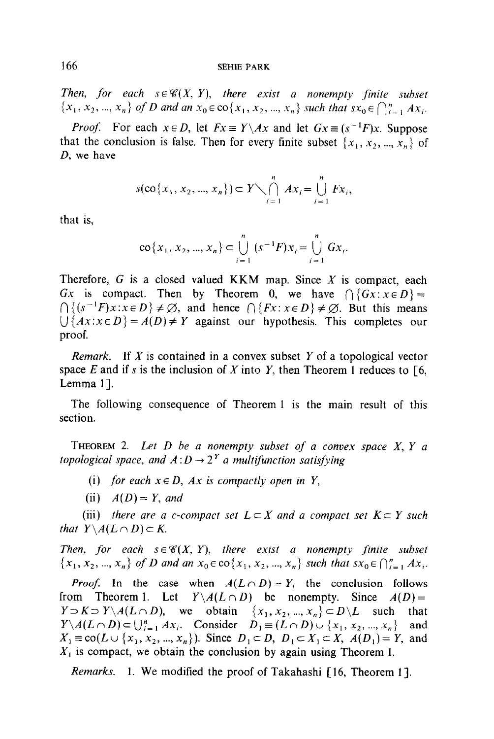*Then, for each $s \in \mathscr{C}(X, Y)$, there exist a nonempty finite subset $\{x_1, x_2, ..., x_n\}$ of $D$ and an $x_0 \in \text{co}\{x_1, x_2, ..., x_n\}$ such that $sx_0 \in \bigcap_{i=1}^n Ax_i$.*

*Proof.* For each $x \in D$, let $Fx \equiv Y \backslash Ax$ and let $Gx \equiv (s^{-1}F)x$. Suppose that the conclusion is false. Then for every finite subset $\{x_1, x_2, ..., x_n\}$ of $D$, we have

$$s(\text{co}\{x_1, x_2, ..., x_n\}) \subset Y \big\backslash \bigcap_{i=1}^n Ax_i = \bigcup_{i=1}^n Fx_i,$$

that is,

$$\text{co}\{x_1, x_2, ..., x_n\} \subset \bigcup_{i=1}^n (s^{-1}F)x_i = \bigcup_{i=1}^n Gx_i.$$

Therefore, $G$ is a closed valued KKM map. Since $X$ is compact, each $Gx$ is compact. Then by Theorem 0, we have $\bigcap \{Gx : x \in D\} = \bigcap \{(s^{-1}F)x : x \in D\} \neq \varnothing$, and hence $\bigcap \{Fx : x \in D\} \neq \varnothing$. But this means $\bigcup \{Ax : x \in D\} = A(D) \neq Y$ against our hypothesis. This completes our proof.

*Remark.* If $X$ is contained in a convex subset $Y$ of a topological vector space $E$ and if $s$ is the inclusion of $X$ into $Y$, then Theorem 1 reduces to [6, Lemma 1].

The following consequence of Theorem 1 is the main result of this section.

THEOREM 2. *Let $D$ be a nonempty subset of a convex space $X$, $Y$ a topological space, and $A : D \to 2^Y$ a multifunction satisfying*

(i) *for each $x \in D$, $Ax$ is compactly open in $Y$,*

(ii) *$A(D) = Y$, and*

(iii) *there are a c-compact set $L \subset X$ and a compact set $K \subset Y$ such that $Y \backslash A(L \cap D) \subset K$.*

*Then, for each $s \in \mathscr{C}(X, Y)$, there exist a nonempty finite subset $\{x_1, x_2, ..., x_n\}$ of $D$ and an $x_0 \in \text{co}\{x_1, x_2, ..., x_n\}$ such that $sx_0 \in \bigcap_{i=1}^n Ax_i$.*

*Proof.* In the case when $A(L \cap D) = Y$, the conclusion follows from Theorem 1. Let $Y \backslash A(L \cap D)$ be nonempty. Since $A(D) = Y \supset K \supset Y \backslash A(L \cap D)$, we obtain $\{x_1, x_2, ..., x_n\} \subset D \backslash L$ such that $Y \backslash A(L \cap D) \subset \bigcup_{i=1}^n Ax_i$. Consider $D_1 \equiv (L \cap D) \cup \{x_1, x_2, ..., x_n\}$ and $X_1 \equiv \text{co}(L \cup \{x_1, x_2, ..., x_n\})$. Since $D_1 \subset D$, $D_1 \subset X_1 \subset X$, $A(D_1) = Y$, and $X_1$ is compact, we obtain the conclusion by again using Theorem 1.

*Remarks.* 1. We modified the proof of Takahashi [16, Theorem 1].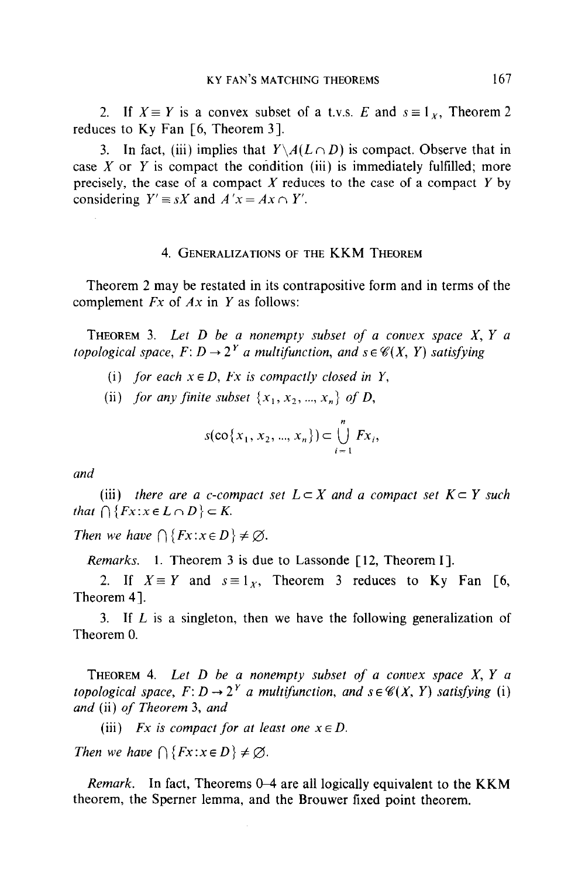2. If $X \equiv Y$ is a convex subset of a t.v.s. $E$ and $s \equiv 1_X$, Theorem 2 reduces to Ky Fan [6, Theorem 3].

3. In fact, (iii) implies that $Y \backslash A(L \cap D)$ is compact. Observe that in case $X$ or $Y$ is compact the condition (iii) is immediately fulfilled; more precisely, the case of a compact $X$ reduces to the case of a compact $Y$ by considering $Y' \equiv sX$ and $A'x = Ax \cap Y'$.

## 4. Generalizations of the KKM Theorem

Theorem 2 may be restated in its contrapositive form and in terms of the complement $Fx$ of $Ax$ in $Y$ as follows:

**Theorem 3.** *Let $D$ be a nonempty subset of a convex space $X$, $Y$ a topological space, $F: D \to 2^Y$ a multifunction, and $s \in \mathscr{C}(X, Y)$ satisfying*

(i) *for each $x \in D$, $Fx$ is compactly closed in $Y$,*

(ii) *for any finite subset $\{x_1, x_2, ..., x_n\}$ of $D$,*

$$s(\text{co}\{x_1, x_2, ..., x_n\}) \subset \bigcup_{i=1}^{n} Fx_i,$$

*and*

(iii) *there are a c-compact set $L \subset X$ and a compact set $K \subset Y$ such that $\bigcap \{Fx : x \in L \cap D\} \subset K$.*

*Then we have $\bigcap \{Fx : x \in D\} \neq \varnothing$.*

*Remarks.* 1. Theorem 3 is due to Lassonde [12, Theorem I].

2. If $X \equiv Y$ and $s \equiv 1_X$, Theorem 3 reduces to Ky Fan [6, Theorem 4].

3. If $L$ is a singleton, then we have the following generalization of Theorem 0.

**Theorem 4.** *Let $D$ be a nonempty subset of a convex space $X$, $Y$ a topological space, $F: D \to 2^Y$ a multifunction, and $s \in \mathscr{C}(X, Y)$ satisfying* (i) *and* (ii) *of Theorem 3, and*

(iii) *$Fx$ is compact for at least one $x \in D$.*

*Then we have $\bigcap \{Fx : x \in D\} \neq \varnothing$.*

*Remark.* In fact, Theorems 0–4 are all logically equivalent to the KKM theorem, the Sperner lemma, and the Brouwer fixed point theorem.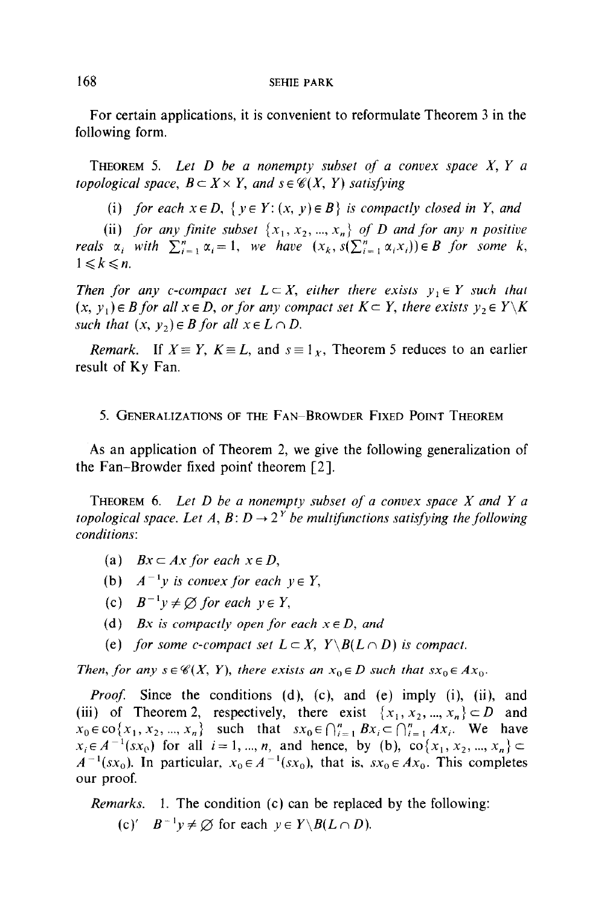For certain applications, it is convenient to reformulate Theorem 3 in the following form.

THEOREM 5. *Let $D$ be a nonempty subset of a convex space $X$, $Y$ a topological space, $B \subset X \times Y$, and $s \in \mathscr{C}(X, Y)$ satisfying*

(i) *for each $x \in D$, $\{y \in Y: (x, y) \in B\}$ is compactly closed in $Y$, and*

(ii) *for any finite subset $\{x_1, x_2, ..., x_n\}$ of $D$ and for any $n$ positive reals $\alpha_i$ with $\sum_{i=1}^{n} \alpha_i = 1$, we have $(x_k, s(\sum_{i=1}^{n} \alpha_i x_i)) \in B$ for some $k$, $1 \leqslant k \leqslant n$.*

*Then for any c-compact set $L \subset X$, either there exists $y_1 \in Y$ such that $(x, y_1) \in B$ for all $x \in D$, or for any compact set $K \subset Y$, there exists $y_2 \in Y \backslash K$ such that $(x, y_2) \in B$ for all $x \in L \cap D$.*

*Remark.* If $X \equiv Y$, $K \equiv L$, and $s \equiv 1_X$, Theorem 5 reduces to an earlier result of Ky Fan.

## 5. GENERALIZATIONS OF THE FAN–BROWDER FIXED POINT THEOREM

As an application of Theorem 2, we give the following generalization of the Fan–Browder fixed point theorem [2].

THEOREM 6. *Let $D$ be a nonempty subset of a convex space $X$ and $Y$ a topological space. Let $A, B: D \to 2^Y$ be multifunctions satisfying the following conditions:*

(a) *$Bx \subset Ax$ for each $x \in D$,*

(b) *$A^{-1}y$ is convex for each $y \in Y$,*

(c) *$B^{-1}y \neq \varnothing$ for each $y \in Y$,*

(d) *$Bx$ is compactly open for each $x \in D$, and*

(e) *for some c-compact set $L \subset X$, $Y \backslash B(L \cap D)$ is compact.*

*Then, for any $s \in \mathscr{C}(X, Y)$, there exists an $x_0 \in D$ such that $sx_0 \in Ax_0$.*

*Proof.* Since the conditions (d), (c), and (e) imply (i), (ii), and (iii) of Theorem 2, respectively, there exist $\{x_1, x_2, ..., x_n\} \subset D$ and $x_0 \in \operatorname{co}\{x_1, x_2, ..., x_n\}$ such that $sx_0 \in \bigcap_{i=1}^{n} Bx_i \subset \bigcap_{i=1}^{n} Ax_i$. We have $x_i \in A^{-1}(sx_0)$ for all $i = 1, ..., n$, and hence, by (b), $\operatorname{co}\{x_1, x_2, ..., x_n\} \subset A^{-1}(sx_0)$. In particular, $x_0 \in A^{-1}(sx_0)$, that is, $sx_0 \in Ax_0$. This completes our proof.

*Remarks.* 1. The condition (c) can be replaced by the following:

(c)′ $B^{-1}y \neq \varnothing$ for each $y \in Y \backslash B(L \cap D)$.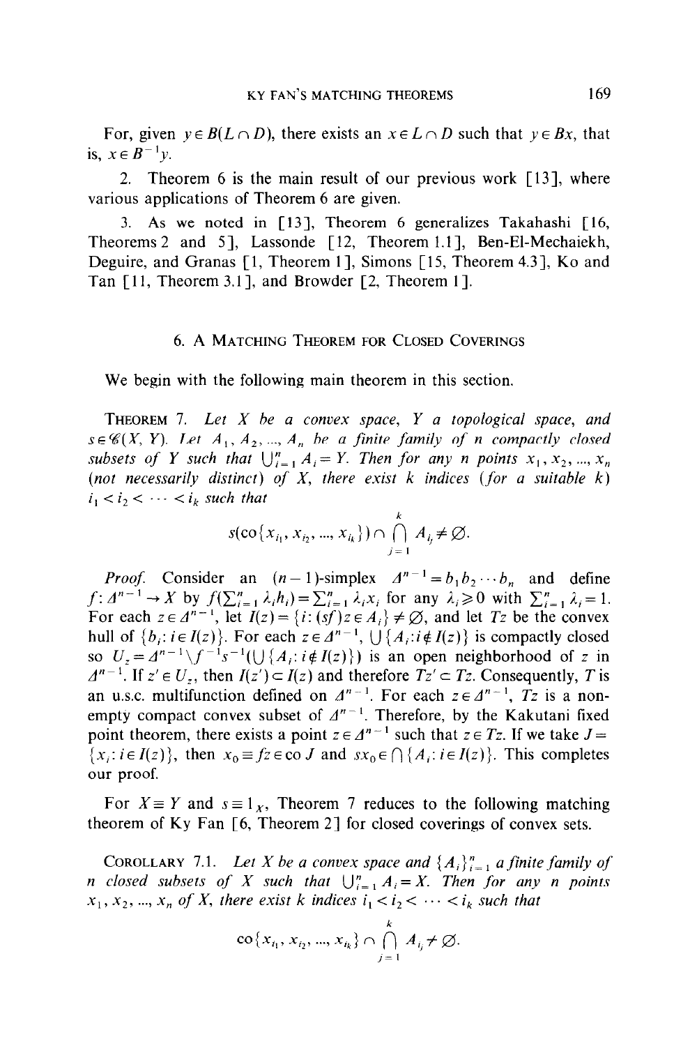For, given $y \in B(L \cap D)$, there exists an $x \in L \cap D$ such that $y \in Bx$, that is, $x \in B^{-1}y$.

2. Theorem 6 is the main result of our previous work [13], where various applications of Theorem 6 are given.

3. As we noted in [13], Theorem 6 generalizes Takahashi [16, Theorems 2 and 5], Lassonde [12, Theorem 1.1], Ben-El-Mechaiekh, Deguire, and Granas [1, Theorem 1], Simons [15, Theorem 4.3], Ko and Tan [11, Theorem 3.1], and Browder [2, Theorem 1].

## 6. A Matching Theorem for Closed Coverings

We begin with the following main theorem in this section.

**Theorem 7.** *Let $X$ be a convex space, $Y$ a topological space, and $s \in \mathscr{C}(X, Y)$. Let $A_1, A_2, ..., A_n$ be a finite family of $n$ compactly closed subsets of $Y$ such that $\bigcup_{i=1}^n A_i = Y$. Then for any $n$ points $x_1, x_2, ..., x_n$ (not necessarily distinct) of $X$, there exist $k$ indices (for a suitable $k$) $i_1 < i_2 < \cdots < i_k$ such that*

$$s(\operatorname{co}\{x_{i_1}, x_{i_2}, ..., x_{i_k}\}) \cap \bigcap_{j=1}^{k} A_{i_j} \neq \varnothing.$$

*Proof.* Consider an $(n-1)$-simplex $\Delta^{n-1} = b_1 b_2 \cdots b_n$ and define $f: \Delta^{n-1} \to X$ by $f(\sum_{i=1}^n \lambda_i b_i) = \sum_{i=1}^n \lambda_i x_i$ for any $\lambda_i \geqslant 0$ with $\sum_{i=1}^n \lambda_i = 1$. For each $z \in \Delta^{n-1}$, let $I(z) = \{i: (sf)z \in A_i\} \neq \varnothing$, and let $Tz$ be the convex hull of $\{b_i: i \in I(z)\}$. For each $z \in \Delta^{n-1}$, $\bigcup \{A_i: i \notin I(z)\}$ is compactly closed so $U_z = \Delta^{n-1} \backslash f^{-1}s^{-1}(\bigcup \{A_i: i \notin I(z)\})$ is an open neighborhood of $z$ in $\Delta^{n-1}$. If $z' \in U_z$, then $I(z') \subset I(z)$ and therefore $Tz' \subset Tz$. Consequently, $T$ is an u.s.c. multifunction defined on $\Delta^{n-1}$. For each $z \in \Delta^{n-1}$, $Tz$ is a nonempty compact convex subset of $\Delta^{n-1}$. Therefore, by the Kakutani fixed point theorem, there exists a point $z \in \Delta^{n-1}$ such that $z \in Tz$. If we take $J = \{x_i: i \in I(z)\}$, then $x_0 \equiv fz \in \operatorname{co} J$ and $sx_0 \in \bigcap \{A_i: i \in I(z)\}$. This completes our proof.

For $X \equiv Y$ and $s \equiv 1_X$, Theorem 7 reduces to the following matching theorem of Ky Fan [6, Theorem 2] for closed coverings of convex sets.

**Corollary 7.1.** *Let $X$ be a convex space and $\{A_i\}_{i=1}^n$ a finite family of $n$ closed subsets of $X$ such that $\bigcup_{i=1}^n A_i = X$. Then for any $n$ points $x_1, x_2, ..., x_n$ of $X$, there exist $k$ indices $i_1 < i_2 < \cdots < i_k$ such that*

$$\operatorname{co}\{x_{i_1}, x_{i_2}, ..., x_{i_k}\} \cap \bigcap_{j=1}^{k} A_{i_j} \neq \varnothing.$$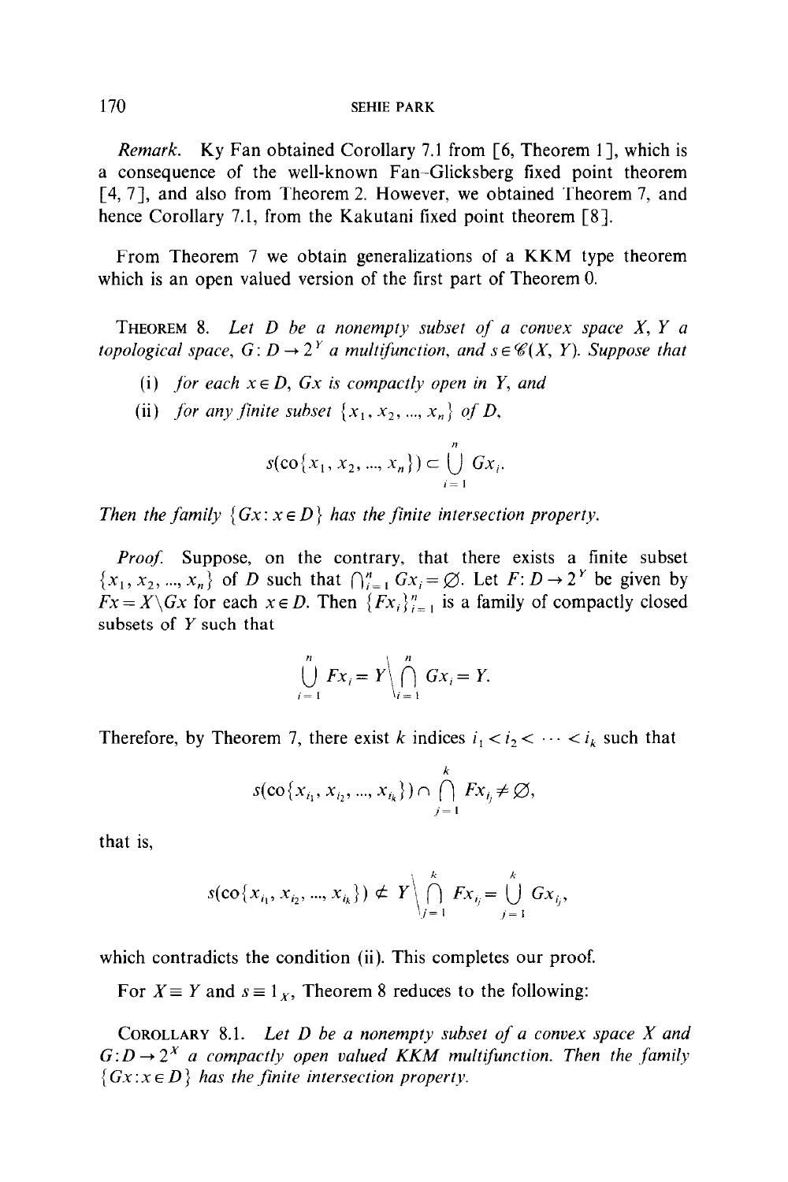*Remark.* Ky Fan obtained Corollary 7.1 from [6, Theorem 1], which is a consequence of the well-known Fan–Glicksberg fixed point theorem [4, 7], and also from Theorem 2. However, we obtained Theorem 7, and hence Corollary 7.1, from the Kakutani fixed point theorem [8].

From Theorem 7 we obtain generalizations of a KKM type theorem which is an open valued version of the first part of Theorem 0.

THEOREM 8. *Let $D$ be a nonempty subset of a convex space $X$, $Y$ a topological space, $G: D \to 2^Y$ a multifunction, and $s \in \mathscr{C}(X, Y)$. Suppose that*

(i) *for each $x \in D$, $Gx$ is compactly open in $Y$, and*

(ii) *for any finite subset $\{x_1, x_2, ..., x_n\}$ of $D$,*

$$s(\text{co}\{x_1, x_2, ..., x_n\}) \subset \bigcup_{i=1}^{n} Gx_i.$$

*Then the family $\{Gx : x \in D\}$ has the finite intersection property.*

*Proof.* Suppose, on the contrary, that there exists a finite subset $\{x_1, x_2, ..., x_n\}$ of $D$ such that $\bigcap_{i=1}^{n} Gx_i = \varnothing$. Let $F: D \to 2^Y$ be given by $Fx = X \backslash Gx$ for each $x \in D$. Then $\{Fx_i\}_{i=1}^{n}$ is a family of compactly closed subsets of $Y$ such that

$$\bigcup_{i=1}^{n} Fx_i = Y \Big\backslash \bigcap_{i=1}^{n} Gx_i = Y.$$

Therefore, by Theorem 7, there exist $k$ indices $i_1 < i_2 < \cdots < i_k$ such that

$$s(\text{co}\{x_{i_1}, x_{i_2}, ..., x_{i_k}\}) \cap \bigcap_{j=1}^{k} Fx_{i_j} \neq \varnothing,$$

that is,

$$s(\text{co}\{x_{i_1}, x_{i_2}, ..., x_{i_k}\}) \not\subset Y \Big\backslash \bigcap_{j=1}^{k} Fx_{i_j} = \bigcup_{j=1}^{k} Gx_{i_j},$$

which contradicts the condition (ii). This completes our proof.

For $X \equiv Y$ and $s \equiv 1_X$, Theorem 8 reduces to the following:

COROLLARY 8.1. *Let $D$ be a nonempty subset of a convex space $X$ and $G: D \to 2^X$ a compactly open valued KKM multifunction. Then the family $\{Gx : x \in D\}$ has the finite intersection property.*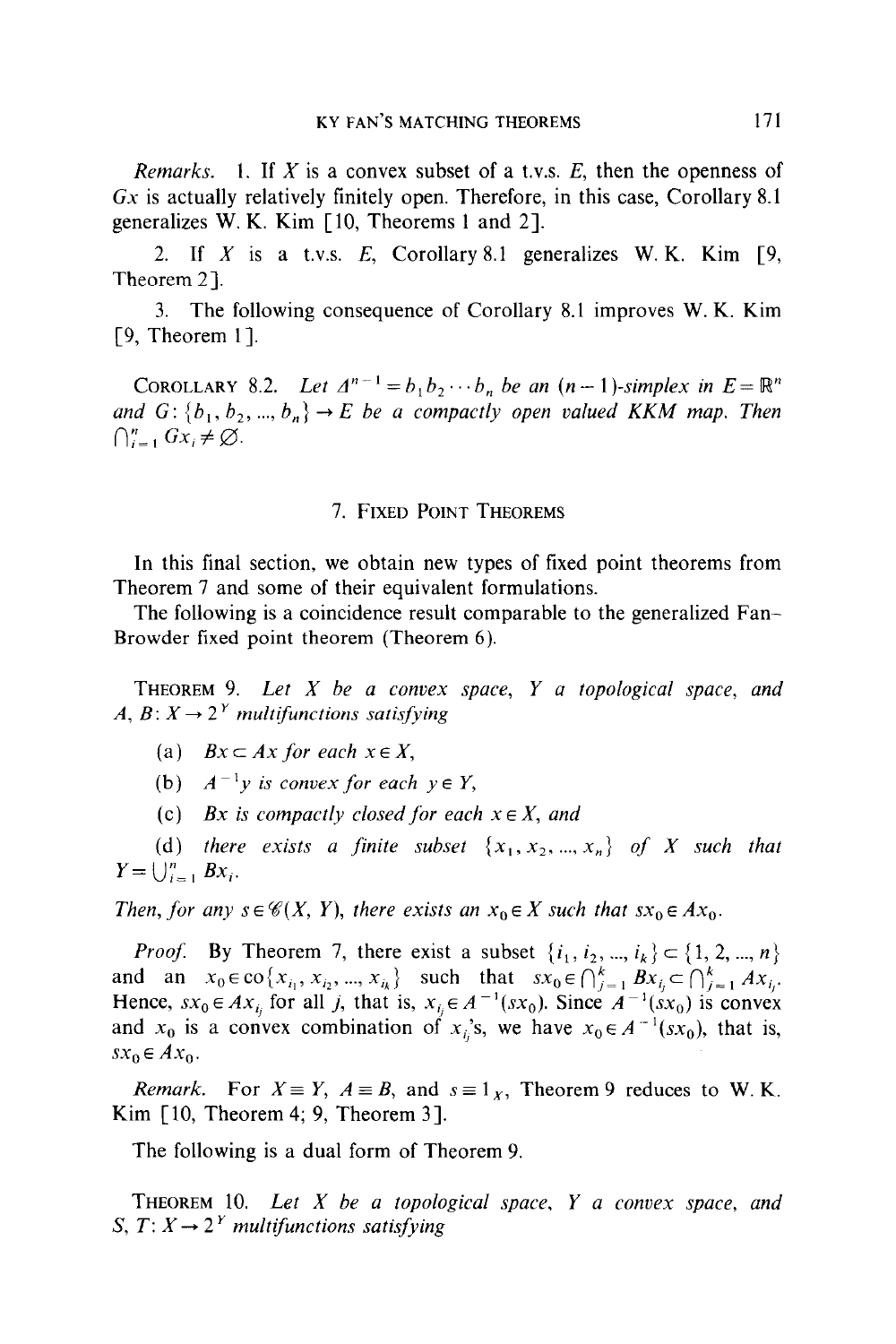*Remarks.* 1. If $X$ is a convex subset of a t.v.s. $E$, then the openness of $Gx$ is actually relatively finitely open. Therefore, in this case, Corollary 8.1 generalizes W. K. Kim [10, Theorems 1 and 2].

2. If $X$ is a t.v.s. $E$, Corollary 8.1 generalizes W. K. Kim [9, Theorem 2].

3. The following consequence of Corollary 8.1 improves W. K. Kim [9, Theorem 1].

COROLLARY 8.2. *Let $\Delta^{n-1} = b_1 b_2 \cdots b_n$ be an $(n-1)$-simplex in $E = \mathbb{R}^n$ and $G: \{b_1, b_2, ..., b_n\} \to E$ be a compactly open valued KKM map. Then $\bigcap_{i=1}^{n} Gx_i \neq \varnothing$.*

## 7. Fixed Point Theorems

In this final section, we obtain new types of fixed point theorems from Theorem 7 and some of their equivalent formulations.

The following is a coincidence result comparable to the generalized Fan–Browder fixed point theorem (Theorem 6).

THEOREM 9. *Let $X$ be a convex space, $Y$ a topological space, and $A, B: X \to 2^Y$ multifunctions satisfying*

(a) *$Bx \subset Ax$ for each $x \in X$,*

(b) *$A^{-1}y$ is convex for each $y \in Y$,*

(c) *$Bx$ is compactly closed for each $x \in X$, and*

(d) *there exists a finite subset $\{x_1, x_2, ..., x_n\}$ of $X$ such that $Y = \bigcup_{i=1}^{n} Bx_i$.*

*Then, for any $s \in \mathscr{C}(X, Y)$, there exists an $x_0 \in X$ such that $sx_0 \in Ax_0$.*

*Proof.* By Theorem 7, there exist a subset $\{i_1, i_2, ..., i_k\} \subset \{1, 2, ..., n\}$ and an $x_0 \in \operatorname{co}\{x_{i_1}, x_{i_2}, ..., x_{i_k}\}$ such that $sx_0 \in \bigcap_{j=1}^{k} Bx_{i_j} \subset \bigcap_{j=1}^{k} Ax_{i_j}$. Hence, $sx_0 \in Ax_{i_j}$ for all $j$, that is, $x_{i_j} \in A^{-1}(sx_0)$. Since $A^{-1}(sx_0)$ is convex and $x_0$ is a convex combination of $x_{i_j}$'s, we have $x_0 \in A^{-1}(sx_0)$, that is, $sx_0 \in Ax_0$.

*Remark.* For $X \equiv Y$, $A \equiv B$, and $s \equiv 1_X$, Theorem 9 reduces to W. K. Kim [10, Theorem 4; 9, Theorem 3].

The following is a dual form of Theorem 9.

THEOREM 10. *Let $X$ be a topological space, $Y$ a convex space, and $S, T: X \to 2^Y$ multifunctions satisfying*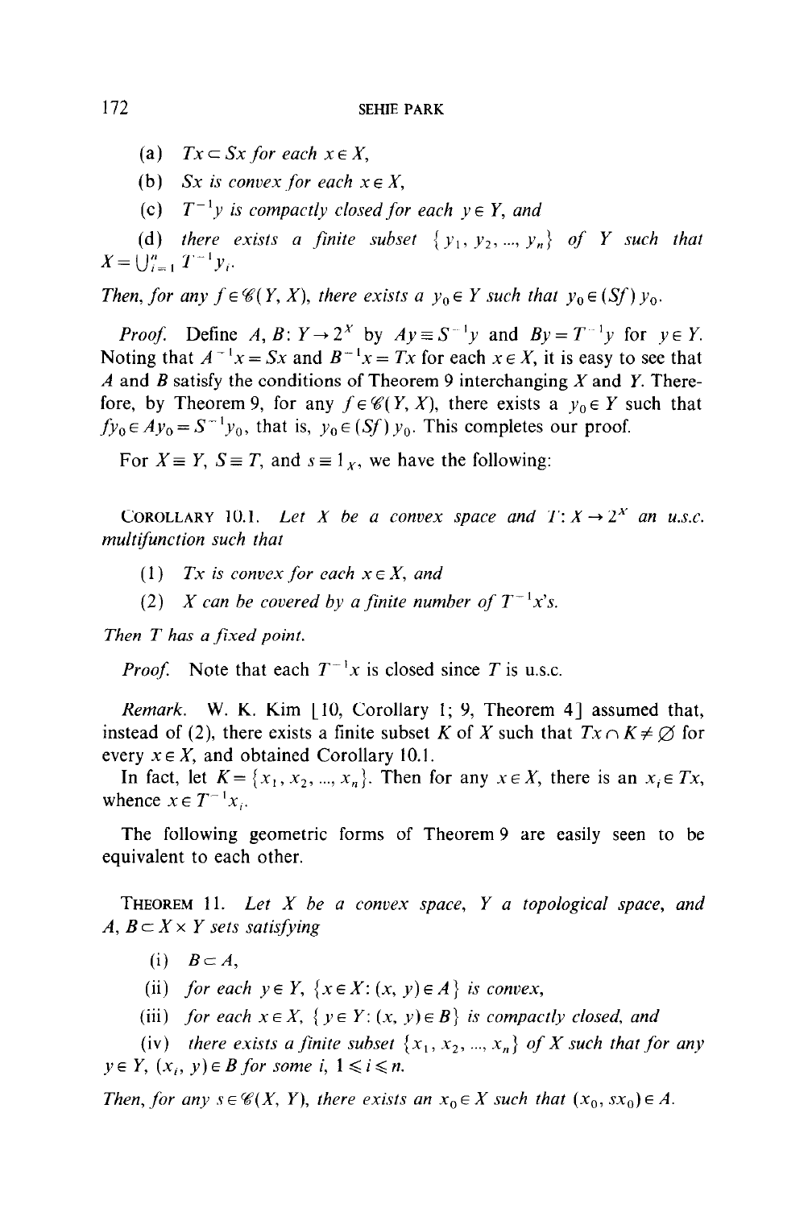(a) $Tx \subset Sx$ *for each* $x \in X$,

(b) $Sx$ *is convex for each* $x \in X$,

(c) $T^{-1}y$ *is compactly closed for each* $y \in Y$, *and*

(d) *there exists a finite subset* $\{y_1, y_2, ..., y_n\}$ *of* $Y$ *such that* $X = \bigcup_{i=1}^{n} T^{-1}y_i$.

*Then, for any* $f \in \mathscr{C}(Y, X)$, *there exists a* $y_0 \in Y$ *such that* $y_0 \in (Sf)\, y_0$.

*Proof.* Define $A, B\colon Y \to 2^X$ by $Ay \equiv S^{-1}y$ and $By = T^{-1}y$ for $y \in Y$. Noting that $A^{-1}x = Sx$ and $B^{-1}x = Tx$ for each $x \in X$, it is easy to see that $A$ and $B$ satisfy the conditions of Theorem 9 interchanging $X$ and $Y$. Therefore, by Theorem 9, for any $f \in \mathscr{C}(Y, X)$, there exists a $y_0 \in Y$ such that $fy_0 \in Ay_0 = S^{-1}y_0$, that is, $y_0 \in (Sf)\, y_0$. This completes our proof.

For $X \equiv Y$, $S \equiv T$, and $s \equiv 1_X$, we have the following:

COROLLARY 10.1. *Let* $X$ *be a convex space and* $T\colon X \to 2^X$ *an u.s.c. multifunction such that*

(1) $Tx$ *is convex for each* $x \in X$, *and*

(2) $X$ *can be covered by a finite number of* $T^{-1}x$*'s.*

*Then* $T$ *has a fixed point.*

*Proof.* Note that each $T^{-1}x$ is closed since $T$ is u.s.c.

*Remark.* W. K. Kim [10, Corollary 1; 9, Theorem 4] assumed that, instead of (2), there exists a finite subset $K$ of $X$ such that $Tx \cap K \neq \varnothing$ for every $x \in X$, and obtained Corollary 10.1.

In fact, let $K = \{x_1, x_2, ..., x_n\}$. Then for any $x \in X$, there is an $x_i \in Tx$, whence $x \in T^{-1}x_i$.

The following geometric forms of Theorem 9 are easily seen to be equivalent to each other.

THEOREM 11. *Let* $X$ *be a convex space,* $Y$ *a topological space, and* $A, B \subset X \times Y$ *sets satisfying*

(i) $B \subset A$,

(ii) *for each* $y \in Y$, $\{x \in X\colon (x, y) \in A\}$ *is convex,*

(iii) *for each* $x \in X$, $\{y \in Y\colon (x, y) \in B\}$ *is compactly closed, and*

(iv) *there exists a finite subset* $\{x_1, x_2, ..., x_n\}$ *of* $X$ *such that for any* $y \in Y$, $(x_i, y) \in B$ *for some* $i$, $1 \leqslant i \leqslant n$.

*Then, for any* $s \in \mathscr{C}(X, Y)$, *there exists an* $x_0 \in X$ *such that* $(x_0, sx_0) \in A$.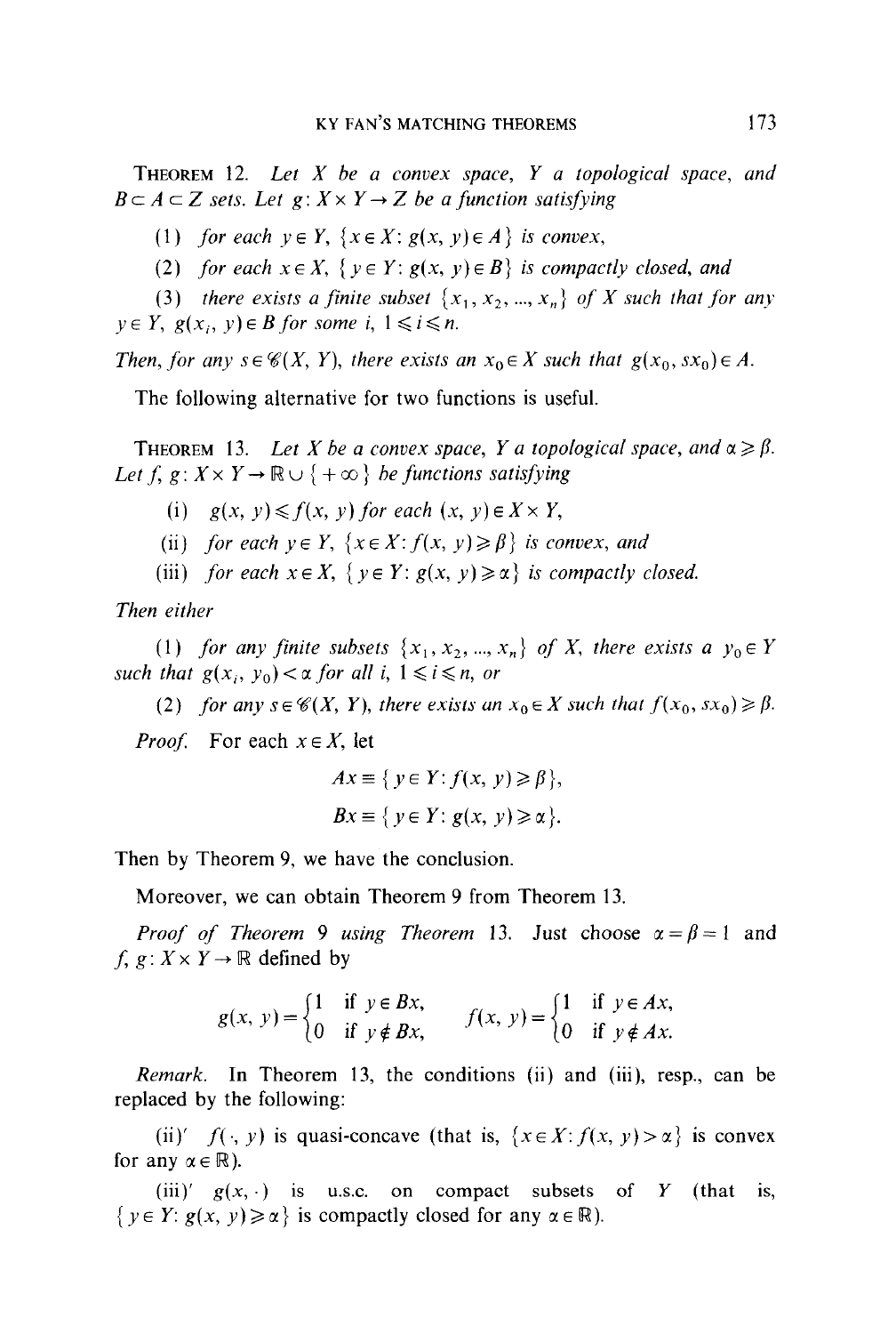**THEOREM 12.** *Let $X$ be a convex space, $Y$ a topological space, and $B \subset A \subset Z$ sets. Let $g: X \times Y \to Z$ be a function satisfying*

(1) *for each $y \in Y$, $\{x \in X: g(x, y) \in A\}$ is convex,*

(2) *for each $x \in X$, $\{y \in Y: g(x, y) \in B\}$ is compactly closed, and*

(3) *there exists a finite subset $\{x_1, x_2, ..., x_n\}$ of $X$ such that for any $y \in Y$, $g(x_i, y) \in B$ for some $i$, $1 \leqslant i \leqslant n$.*

*Then, for any $s \in \mathscr{C}(X, Y)$, there exists an $x_0 \in X$ such that $g(x_0, sx_0) \in A$.*

The following alternative for two functions is useful.

**THEOREM 13.** *Let $X$ be a convex space, $Y$ a topological space, and $\alpha \geqslant \beta$. Let $f, g: X \times Y \to \mathbb{R} \cup \{+\infty\}$ be functions satisfying*

(i) *$g(x, y) \leqslant f(x, y)$ for each $(x, y) \in X \times Y$,*

(ii) *for each $y \in Y$, $\{x \in X: f(x, y) \geqslant \beta\}$ is convex, and*

(iii) *for each $x \in X$, $\{y \in Y: g(x, y) \geqslant \alpha\}$ is compactly closed.*

*Then either*

(1) *for any finite subsets $\{x_1, x_2, ..., x_n\}$ of $X$, there exists a $y_0 \in Y$ such that $g(x_i, y_0) < \alpha$ for all $i$, $1 \leqslant i \leqslant n$, or*

(2) *for any $s \in \mathscr{C}(X, Y)$, there exists an $x_0 \in X$ such that $f(x_0, sx_0) \geqslant \beta$.*

*Proof.* For each $x \in X$, let

$$Ax \equiv \{y \in Y: f(x, y) \geqslant \beta\},$$
$$Bx \equiv \{y \in Y: g(x, y) \geqslant \alpha\}.$$

Then by Theorem 9, we have the conclusion.

Moreover, we can obtain Theorem 9 from Theorem 13.

*Proof of Theorem 9 using Theorem 13.* Just choose $\alpha = \beta = 1$ and $f, g: X \times Y \to \mathbb{R}$ defined by

$$g(x, y) = \begin{cases} 1 & \text{if } y \in Bx, \\ 0 & \text{if } y \notin Bx, \end{cases} \qquad f(x, y) = \begin{cases} 1 & \text{if } y \in Ax, \\ 0 & \text{if } y \notin Ax. \end{cases}$$

*Remark.* In Theorem 13, the conditions (ii) and (iii), resp., can be replaced by the following:

(ii)' $f(\cdot, y)$ is quasi-concave (that is, $\{x \in X: f(x, y) > \alpha\}$ is convex for any $\alpha \in \mathbb{R}$).

(iii)' $g(x, \cdot)$ is u.s.c. on compact subsets of $Y$ (that is, $\{y \in Y: g(x, y) \geqslant \alpha\}$ is compactly closed for any $\alpha \in \mathbb{R}$).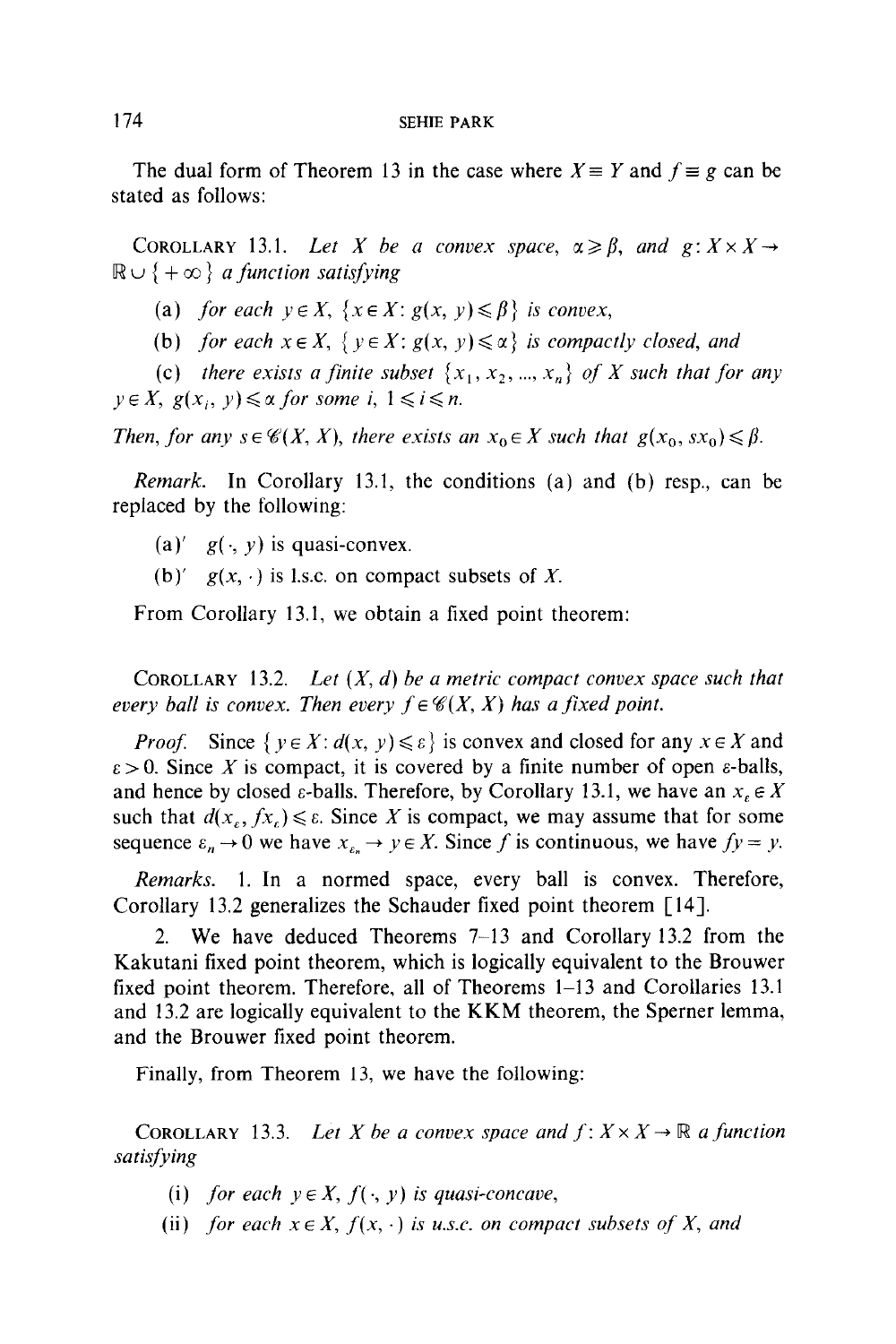The dual form of Theorem 13 in the case where $X \equiv Y$ and $f \equiv g$ can be stated as follows:

COROLLARY 13.1. *Let $X$ be a convex space, $\alpha \geqslant \beta$, and $g: X \times X \to \mathbb{R} \cup \{+\infty\}$ a function satisfying*

(a) *for each $y \in X$, $\{x \in X: g(x, y) \leqslant \beta\}$ is convex,*

(b) *for each $x \in X$, $\{y \in X: g(x, y) \leqslant \alpha\}$ is compactly closed, and*

(c) *there exists a finite subset $\{x_1, x_2, ..., x_n\}$ of $X$ such that for any $y \in X$, $g(x_i, y) \leqslant \alpha$ for some $i$, $1 \leqslant i \leqslant n$.*

*Then, for any $s \in \mathscr{C}(X, X)$, there exists an $x_0 \in X$ such that $g(x_0, sx_0) \leqslant \beta$.*

*Remark.* In Corollary 13.1, the conditions (a) and (b) resp., can be replaced by the following:

(a)′ $g(\cdot, y)$ is quasi-convex.

(b)′ $g(x, \cdot)$ is l.s.c. on compact subsets of $X$.

From Corollary 13.1, we obtain a fixed point theorem:

COROLLARY 13.2. *Let $(X, d)$ be a metric compact convex space such that every ball is convex. Then every $f \in \mathscr{C}(X, X)$ has a fixed point.*

*Proof.* Since $\{y \in X: d(x, y) \leqslant \varepsilon\}$ is convex and closed for any $x \in X$ and $\varepsilon > 0$. Since $X$ is compact, it is covered by a finite number of open $\varepsilon$-balls, and hence by closed $\varepsilon$-balls. Therefore, by Corollary 13.1, we have an $x_\varepsilon \in X$ such that $d(x_\varepsilon, fx_\varepsilon) \leqslant \varepsilon$. Since $X$ is compact, we may assume that for some sequence $\varepsilon_n \to 0$ we have $x_{\varepsilon_n} \to y \in X$. Since $f$ is continuous, we have $fy = y$.

*Remarks.* 1. In a normed space, every ball is convex. Therefore, Corollary 13.2 generalizes the Schauder fixed point theorem [14].

2. We have deduced Theorems 7–13 and Corollary 13.2 from the Kakutani fixed point theorem, which is logically equivalent to the Brouwer fixed point theorem. Therefore, all of Theorems 1–13 and Corollaries 13.1 and 13.2 are logically equivalent to the KKM theorem, the Sperner lemma, and the Brouwer fixed point theorem.

Finally, from Theorem 13, we have the following:

COROLLARY 13.3. *Let $X$ be a convex space and $f: X \times X \to \mathbb{R}$ a function satisfying*

(i) *for each $y \in X$, $f(\cdot, y)$ is quasi-concave,*

(ii) *for each $x \in X$, $f(x, \cdot)$ is u.s.c. on compact subsets of $X$, and*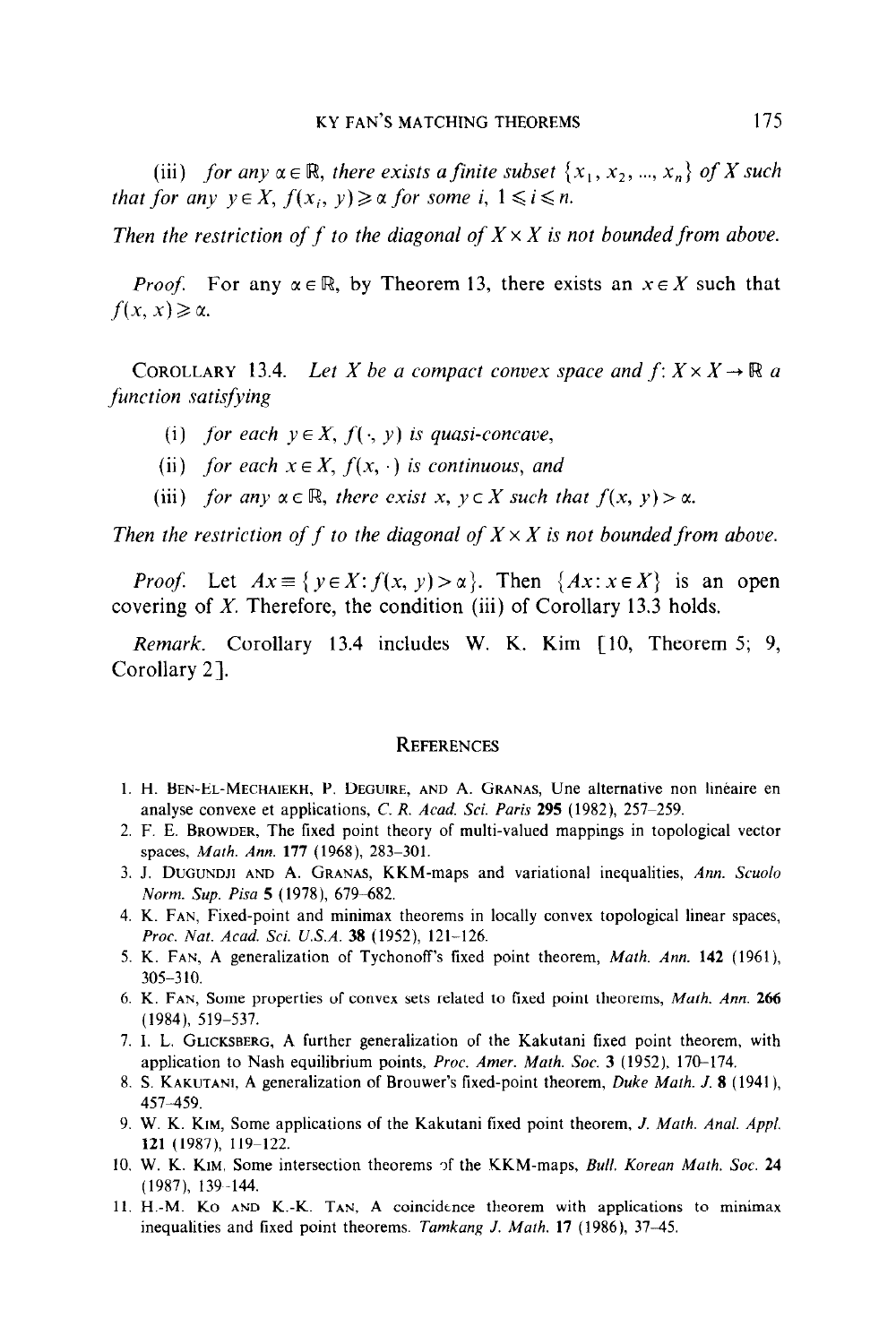(iii) *for any* $\alpha \in \mathbb{R}$, *there exists a finite subset* $\{x_1, x_2, ..., x_n\}$ *of* $X$ *such that for any* $y \in X$, $f(x_i, y) \geqslant \alpha$ *for some* $i$, $1 \leqslant i \leqslant n$.

*Then the restriction of* $f$ *to the diagonal of* $X \times X$ *is not bounded from above.*

*Proof.* For any $\alpha \in \mathbb{R}$, by Theorem 13, there exists an $x \in X$ such that $f(x, x) \geqslant \alpha$.

COROLLARY 13.4. *Let* $X$ *be a compact convex space and* $f: X \times X \to \mathbb{R}$ *a function satisfying*

(i) *for each* $y \in X$, $f(\cdot, y)$ *is quasi-concave,*

(ii) *for each* $x \in X$, $f(x, \cdot)$ *is continuous, and*

(iii) *for any* $\alpha \in \mathbb{R}$, *there exist* $x, y \subset X$ *such that* $f(x, y) > \alpha$.

*Then the restriction of* $f$ *to the diagonal of* $X \times X$ *is not bounded from above.*

*Proof.* Let $Ax \equiv \{y \in X: f(x, y) > \alpha\}$. Then $\{Ax: x \in X\}$ is an open covering of $X$. Therefore, the condition (iii) of Corollary 13.3 holds.

*Remark.* Corollary 13.4 includes W. K. Kim [10, Theorem 5; 9, Corollary 2].

## REFERENCES

1. H. BEN-EL-MECHAIEKH, P. DEGUIRE, AND A. GRANAS, Une alternative non linéaire en analyse convexe et applications, *C. R. Acad. Sci. Paris* **295** (1982), 257–259.
2. F. E. BROWDER, The fixed point theory of multi-valued mappings in topological vector spaces, *Math. Ann.* **177** (1968), 283–301.
3. J. DUGUNDJI AND A. GRANAS, KKM-maps and variational inequalities, *Ann. Scuolo Norm. Sup. Pisa* **5** (1978), 679–682.
4. K. FAN, Fixed-point and minimax theorems in locally convex topological linear spaces, *Proc. Nat. Acad. Sci. U.S.A.* **38** (1952), 121–126.
5. K. FAN, A generalization of Tychonoff's fixed point theorem, *Math. Ann.* **142** (1961), 305–310.
6. K. FAN, Some properties of convex sets related to fixed point theorems, *Math. Ann.* **266** (1984), 519–537.
7. I. L. GLICKSBERG, A further generalization of the Kakutani fixed point theorem, with application to Nash equilibrium points, *Proc. Amer. Math. Soc.* **3** (1952), 170–174.
8. S. KAKUTANI, A generalization of Brouwer's fixed-point theorem, *Duke Math. J.* **8** (1941), 457–459.
9. W. K. KIM, Some applications of the Kakutani fixed point theorem, *J. Math. Anal. Appl.* **121** (1987), 119–122.
10. W. K. KIM, Some intersection theorems of the KKM-maps, *Bull. Korean Math. Soc.* **24** (1987), 139–144.
11. H.-M. KO AND K.-K. TAN, A coincidence theorem with applications to minimax inequalities and fixed point theorems. *Tamkang J. Math.* **17** (1986), 37–45.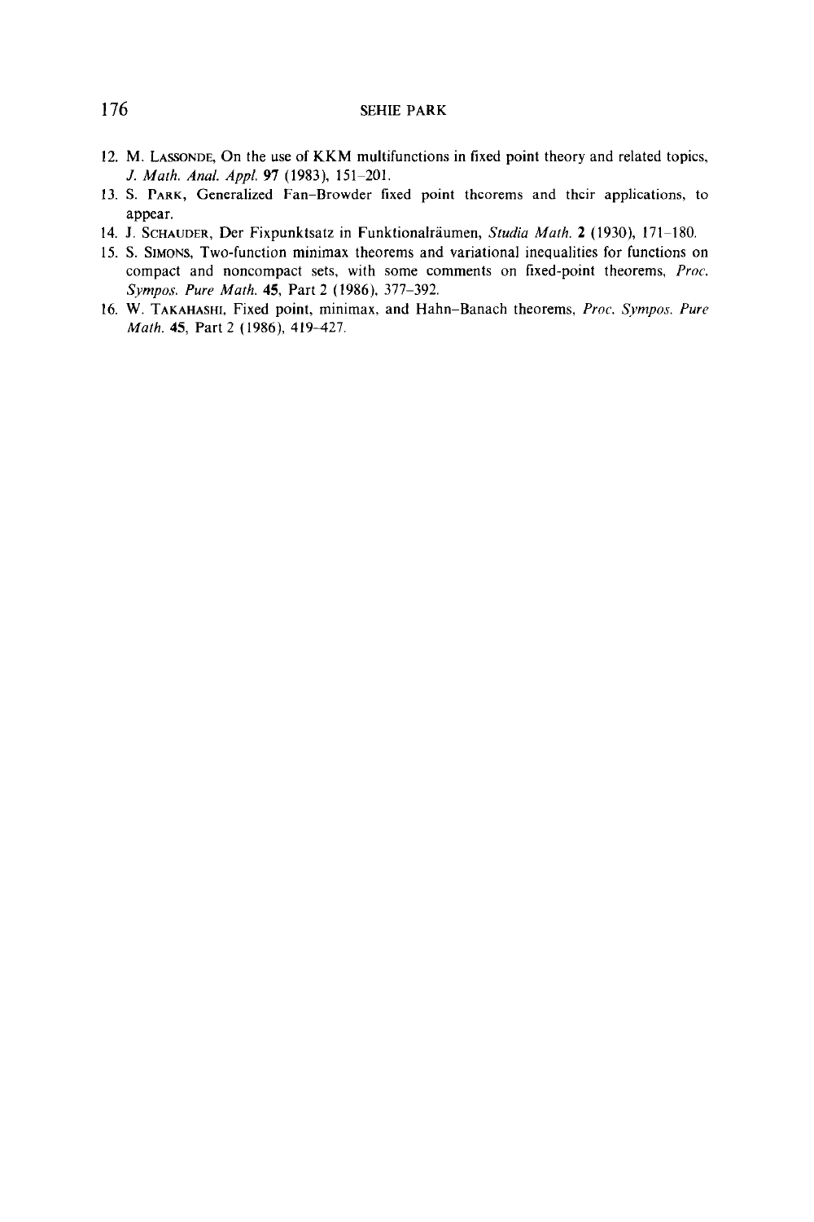12. M. Lassonde, On the use of KKM multifunctions in fixed point theory and related topics, *J. Math. Anal. Appl.* **97** (1983), 151–201.
13. S. Park, Generalized Fan–Browder fixed point theorems and their applications, to appear.
14. J. Schauder, Der Fixpunktsatz in Funktionalräumen, *Studia Math.* **2** (1930), 171–180.
15. S. Simons, Two-function minimax theorems and variational inequalities for functions on compact and noncompact sets, with some comments on fixed-point theorems, *Proc. Sympos. Pure Math.* **45**, Part 2 (1986), 377–392.
16. W. Takahashi, Fixed point, minimax, and Hahn–Banach theorems, *Proc. Sympos. Pure Math.* **45**, Part 2 (1986), 419–427.